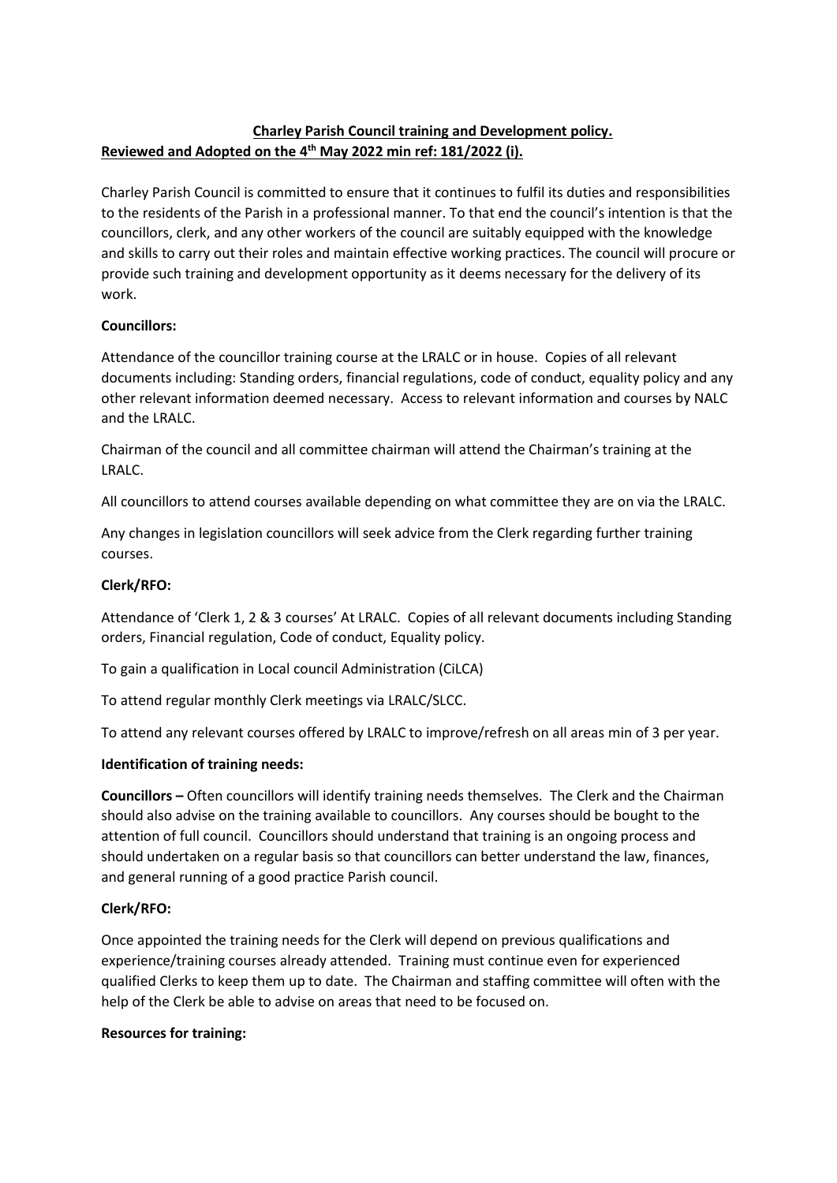**Charley Parish Council training and Development policy.**

**Reviewed and Adopted on the 4th May 2022 min ref: 181/2022 (i).**

Charley Parish Council is committed to ensure that it continues to fulfil its duties and responsibilities to the residents of the Parish in a professional manner. To that end the council's intention is that the councillors, clerk, and any other workers of the council are suitably equipped with the knowledge and skills to carry out their roles and maintain effective working practices. The council will procure or provide such training and development opportunity as it deems necessary for the delivery of its work.

**Councillors:**

Attendance of the councillor training course at the LRALC or in house. Copies of all relevant documents including: Standing orders, financial regulations, code of conduct, equality policy and any other relevant information deemed necessary. Access to relevant information and courses by NALC and the LRALC.

Chairman of the council and all committee chairman will attend the Chairman's training at the LRALC.

All councillors to attend courses available depending on what committee they are on via the LRALC.

Any changes in legislation councillors will seek advice from the Clerk regarding further training courses.

**Clerk/RFO:**

Attendance of 'Clerk 1, 2 & 3 courses' At LRALC. Copies of all relevant documents including Standing orders, Financial regulation, Code of conduct, Equality policy.

To gain a qualification in Local council Administration (CiLCA)

To attend regular monthly Clerk meetings via LRALC/SLCC.

To attend any relevant courses offered by LRALC to improve/refresh on all areas min of 3 per year.

**Identification of training needs:**

**Councillors –** Often councillors will identify training needs themselves. The Clerk and the Chairman should also advise on the training available to councillors. Any courses should be bought to the attention of full council. Councillors should understand that training is an ongoing process and should undertaken on a regular basis so that councillors can better understand the law, finances, and general running of a good practice Parish council.

**Clerk/RFO:**

Once appointed the training needs for the Clerk will depend on previous qualifications and experience/training courses already attended. Training must continue even for experienced qualified Clerks to keep them up to date. The Chairman and staffing committee will often with the help of the Clerk be able to advise on areas that need to be focused on.

**Resources for training:**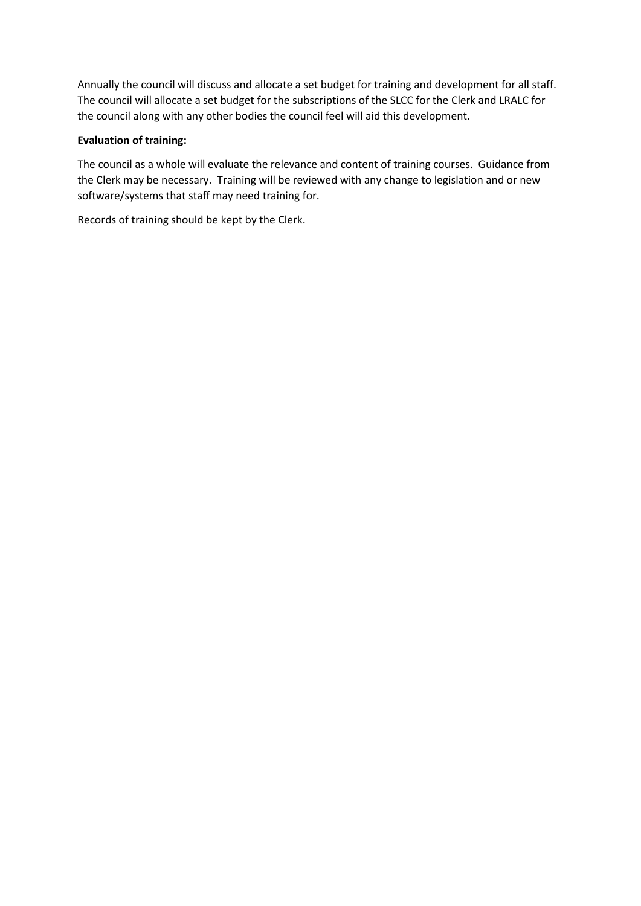Annually the council will discuss and allocate a set budget for training and development for all staff. The council will allocate a set budget for the subscriptions of the SLCC for the Clerk and LRALC for the council along with any other bodies the council feel will aid this development.

**Evaluation of training:**

The council as a whole will evaluate the relevance and content of training courses. Guidance from the Clerk may be necessary. Training will be reviewed with any change to legislation and or new software/systems that staff may need training for.

Records of training should be kept by the Clerk.